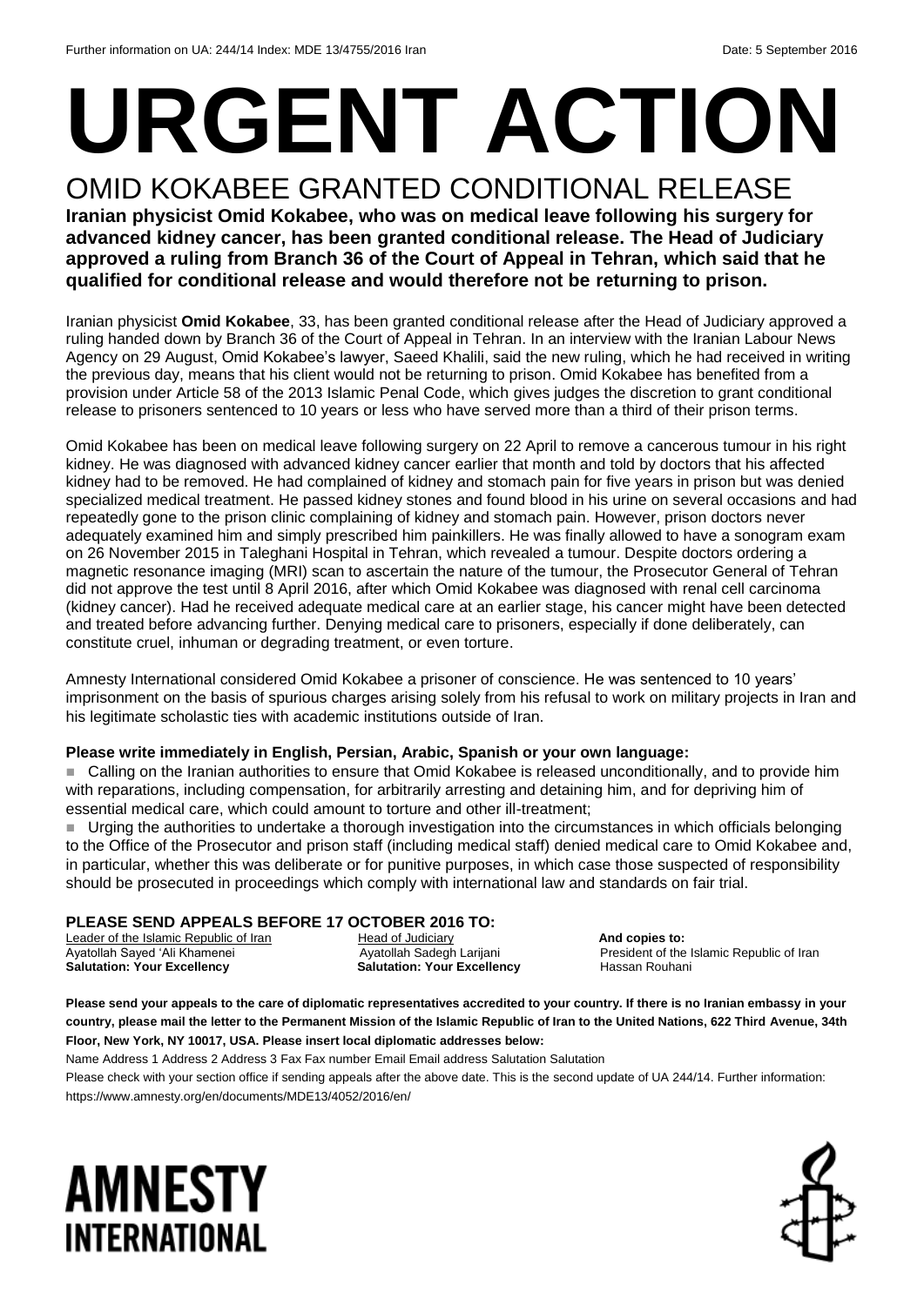Further information on UA: 244/14 Index: MDE 13/4755/2016 Iran Date: 5 September 2016

# URGENT ACTION

## OMID KOKABEE GRANTED CONDITIONAL RELEASE

**Iranian physicist Omid Kokabee, who was on medical leave following his surgery for advanced kidney cancer, has been granted conditional release. The Head of Judiciary approved a ruling from Branch 36 of the Court of Appeal in Tehran, which said that he qualified for conditional release and would therefore not be returning to prison.**

Iranian physicist **Omid Kokabee**, 33, has been granted conditional release after the Head of Judiciary approved a ruling handed down by Branch 36 of the Court of Appeal in Tehran. In an interview with the Iranian Labour News Agency on 29 August, Omid Kokabee's lawyer, Saeed Khalili, said the new ruling, which he had received in writing the previous day, means that his client would not be returning to prison. Omid Kokabee has benefited from a provision under Article 58 of the 2013 Islamic Penal Code, which gives judges the discretion to grant conditional release to prisoners sentenced to 10 years or less who have served more than a third of their prison terms.

Omid Kokabee has been on medical leave following surgery on 22 April to remove a cancerous tumour in his right kidney. He was diagnosed with advanced kidney cancer earlier that month and told by doctors that his affected kidney had to be removed. He had complained of kidney and stomach pain for five years in prison but was denied specialized medical treatment. He passed kidney stones and found blood in his urine on several occasions and had repeatedly gone to the prison clinic complaining of kidney and stomach pain. However, prison doctors never adequately examined him and simply prescribed him painkillers. He was finally allowed to have a sonogram exam on 26 November 2015 in Taleghani Hospital in Tehran, which revealed a tumour. Despite doctors ordering a magnetic resonance imaging (MRI) scan to ascertain the nature of the tumour, the Prosecutor General of Tehran did not approve the test until 8 April 2016, after which Omid Kokabee was diagnosed with renal cell carcinoma (kidney cancer). Had he received adequate medical care at an earlier stage, his cancer might have been detected and treated before advancing further. Denying medical care to prisoners, especially if done deliberately, can constitute cruel, inhuman or degrading treatment, or even torture.

Amnesty International considered Omid Kokabee a prisoner of conscience. He was sentenced to 10 years' imprisonment on the basis of spurious charges arising solely from his refusal to work on military projects in Iran and his legitimate scholastic ties with academic institutions outside of Iran.

**Please write immediately in English, Persian, Arabic, Spanish or your own language:**

- Calling on the Iranian authorities to ensure that Omid Kokabee is released unconditionally, and to provide him with reparations, including compensation, for arbitrarily arresting and detaining him, and for depriving him of essential medical care, which could amount to torture and other ill-treatment;
- Urging the authorities to undertake a thorough investigation into the circumstances in which officials belonging to the Office of the Prosecutor and prison staff (including medical staff) denied medical care to Omid Kokabee and, in particular, whether this was deliberate or for punitive purposes, in which case those suspected of responsibility should be prosecuted in proceedings which comply with international law and standards on fair trial.

**PLEASE SEND APPEALS BEFORE 17 OCTOBER 2016 TO:**

Leader of the Islamic Republic of Iran
Ayatollah Sayed 'Ali Khamenei
**Salutation: Your Excellency**

Head of Judiciary
Ayatollah Sadegh Larijani
**Salutation: Your Excellency**

**And copies to:**
President of the Islamic Republic of Iran
Hassan Rouhani

**Please send your appeals to the care of diplomatic representatives accredited to your country. If there is no Iranian embassy in your country, please mail the letter to the Permanent Mission of the Islamic Republic of Iran to the United Nations, 622 Third Avenue, 34th Floor, New York, NY 10017, USA. Please insert local diplomatic addresses below:**

Name Address 1 Address 2 Address 3 Fax Fax number Email Email address Salutation Salutation

Please check with your section office if sending appeals after the above date. This is the second update of UA 244/14. Further information: https://www.amnesty.org/en/documents/MDE13/4052/2016/en/

AMNESTY INTERNATIONAL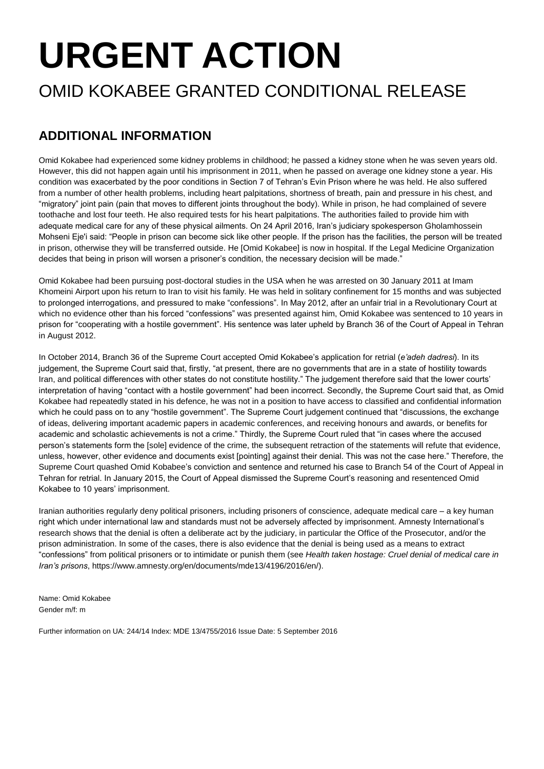# URGENT ACTION

OMID KOKABEE GRANTED CONDITIONAL RELEASE

## ADDITIONAL INFORMATION

Omid Kokabee had experienced some kidney problems in childhood; he passed a kidney stone when he was seven years old. However, this did not happen again until his imprisonment in 2011, when he passed on average one kidney stone a year. His condition was exacerbated by the poor conditions in Section 7 of Tehran's Evin Prison where he was held. He also suffered from a number of other health problems, including heart palpitations, shortness of breath, pain and pressure in his chest, and "migratory" joint pain (pain that moves to different joints throughout the body). While in prison, he had complained of severe toothache and lost four teeth. He also required tests for his heart palpitations. The authorities failed to provide him with adequate medical care for any of these physical ailments. On 24 April 2016, Iran's judiciary spokesperson Gholamhossein Mohseni Eje'i said: "People in prison can become sick like other people. If the prison has the facilities, the person will be treated in prison, otherwise they will be transferred outside. He [Omid Kokabee] is now in hospital. If the Legal Medicine Organization decides that being in prison will worsen a prisoner's condition, the necessary decision will be made."

Omid Kokabee had been pursuing post-doctoral studies in the USA when he was arrested on 30 January 2011 at Imam Khomeini Airport upon his return to Iran to visit his family. He was held in solitary confinement for 15 months and was subjected to prolonged interrogations, and pressured to make "confessions". In May 2012, after an unfair trial in a Revolutionary Court at which no evidence other than his forced "confessions" was presented against him, Omid Kokabee was sentenced to 10 years in prison for "cooperating with a hostile government". His sentence was later upheld by Branch 36 of the Court of Appeal in Tehran in August 2012.

In October 2014, Branch 36 of the Supreme Court accepted Omid Kokabee's application for retrial (*e'adeh dadresi*). In its judgement, the Supreme Court said that, firstly, "at present, there are no governments that are in a state of hostility towards Iran, and political differences with other states do not constitute hostility." The judgement therefore said that the lower courts' interpretation of having "contact with a hostile government" had been incorrect. Secondly, the Supreme Court said that, as Omid Kokabee had repeatedly stated in his defence, he was not in a position to have access to classified and confidential information which he could pass on to any "hostile government". The Supreme Court judgement continued that "discussions, the exchange of ideas, delivering important academic papers in academic conferences, and receiving honours and awards, or benefits for academic and scholastic achievements is not a crime." Thirdly, the Supreme Court ruled that "in cases where the accused person's statements form the [sole] evidence of the crime, the subsequent retraction of the statements will refute that evidence, unless, however, other evidence and documents exist [pointing] against their denial. This was not the case here." Therefore, the Supreme Court quashed Omid Kobabee's conviction and sentence and returned his case to Branch 54 of the Court of Appeal in Tehran for retrial. In January 2015, the Court of Appeal dismissed the Supreme Court's reasoning and resentenced Omid Kokabee to 10 years' imprisonment.

Iranian authorities regularly deny political prisoners, including prisoners of conscience, adequate medical care – a key human right which under international law and standards must not be adversely affected by imprisonment. Amnesty International's research shows that the denial is often a deliberate act by the judiciary, in particular the Office of the Prosecutor, and/or the prison administration. In some of the cases, there is also evidence that the denial is being used as a means to extract "confessions" from political prisoners or to intimidate or punish them (see *Health taken hostage: Cruel denial of medical care in Iran's prisons*, https://www.amnesty.org/en/documents/mde13/4196/2016/en/).

Name: Omid Kokabee
Gender m/f: m

Further information on UA: 244/14 Index: MDE 13/4755/2016 Issue Date: 5 September 2016